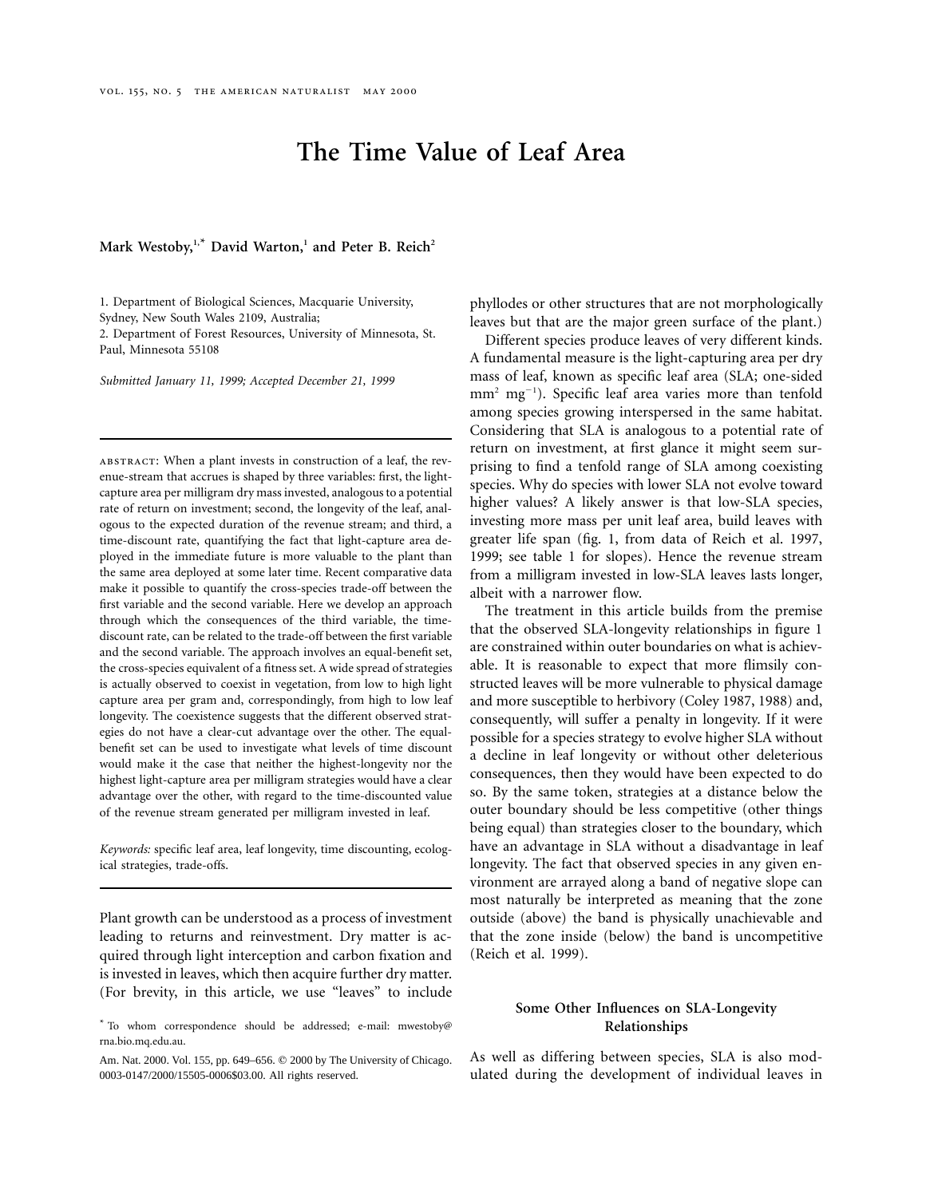# The Time Value of Leaf Area

**Mark Westoby,[1,*] David Warton,[1] and Peter B. Reich[2]**

1. Department of Biological Sciences, Macquarie University, Sydney, New South Wales 2109, Australia;
2. Department of Forest Resources, University of Minnesota, St. Paul, Minnesota 55108

*Submitted January 11, 1999; Accepted December 21, 1999*

ABSTRACT: When a plant invests in construction of a leaf, the revenue-stream that accrues is shaped by three variables: first, the light-capture area per milligram dry mass invested, analogous to a potential rate of return on investment; second, the longevity of the leaf, analogous to the expected duration of the revenue stream; and third, a time-discount rate, quantifying the fact that light-capture area deployed in the immediate future is more valuable to the plant than the same area deployed at some later time. Recent comparative data make it possible to quantify the cross-species trade-off between the first variable and the second variable. Here we develop an approach through which the consequences of the third variable, the time-discount rate, can be related to the trade-off between the first variable and the second variable. The approach involves an equal-benefit set, the cross-species equivalent of a fitness set. A wide spread of strategies is actually observed to coexist in vegetation, from low to high light capture area per gram and, correspondingly, from high to low leaf longevity. The coexistence suggests that the different observed strategies do not have a clear-cut advantage over the other. The equal-benefit set can be used to investigate what levels of time discount would make it the case that neither the highest-longevity nor the highest light-capture area per milligram strategies would have a clear advantage over the other, with regard to the time-discounted value of the revenue stream generated per milligram invested in leaf.

*Keywords:* specific leaf area, leaf longevity, time discounting, ecological strategies, trade-offs.

Plant growth can be understood as a process of investment leading to returns and reinvestment. Dry matter is acquired through light interception and carbon fixation and is invested in leaves, which then acquire further dry matter. (For brevity, in this article, we use "leaves" to include phyllodes or other structures that are not morphologically leaves but that are the major green surface of the plant.)

Different species produce leaves of very different kinds. A fundamental measure is the light-capturing area per dry mass of leaf, known as specific leaf area (SLA; one-sided $mm^2\ mg^{-1}$). Specific leaf area varies more than tenfold among species growing interspersed in the same habitat. Considering that SLA is analogous to a potential rate of return on investment, at first glance it might seem surprising to find a tenfold range of SLA among coexisting species. Why do species with lower SLA not evolve toward higher values? A likely answer is that low-SLA species, investing more mass per unit leaf area, build leaves with greater life span (fig. 1, from data of Reich et al. 1997, 1999; see table 1 for slopes). Hence the revenue stream from a milligram invested in low-SLA leaves lasts longer, albeit with a narrower flow.

The treatment in this article builds from the premise that the observed SLA-longevity relationships in figure 1 are constrained within outer boundaries on what is achievable. It is reasonable to expect that more flimsily constructed leaves will be more vulnerable to physical damage and more susceptible to herbivory (Coley 1987, 1988) and, consequently, will suffer a penalty in longevity. If it were possible for a species strategy to evolve higher SLA without a decline in leaf longevity or without other deleterious consequences, then they would have been expected to do so. By the same token, strategies at a distance below the outer boundary should be less competitive (other things being equal) than strategies closer to the boundary, which have an advantage in SLA without a disadvantage in leaf longevity. The fact that observed species in any given environment are arrayed along a band of negative slope can most naturally be interpreted as meaning that the zone outside (above) the band is physically unachievable and that the zone inside (below) the band is uncompetitive (Reich et al. 1999).

## Some Other Influences on SLA-Longevity Relationships

As well as differing between species, SLA is also modulated during the development of individual leaves in

\* To whom correspondence should be addressed; e-mail: mwestoby@rna.bio.mq.edu.au.

Am. Nat. 2000. Vol. 155, pp. 649–656. © 2000 by The University of Chicago. 0003-0147/2000/15505-0006$03.00. All rights reserved.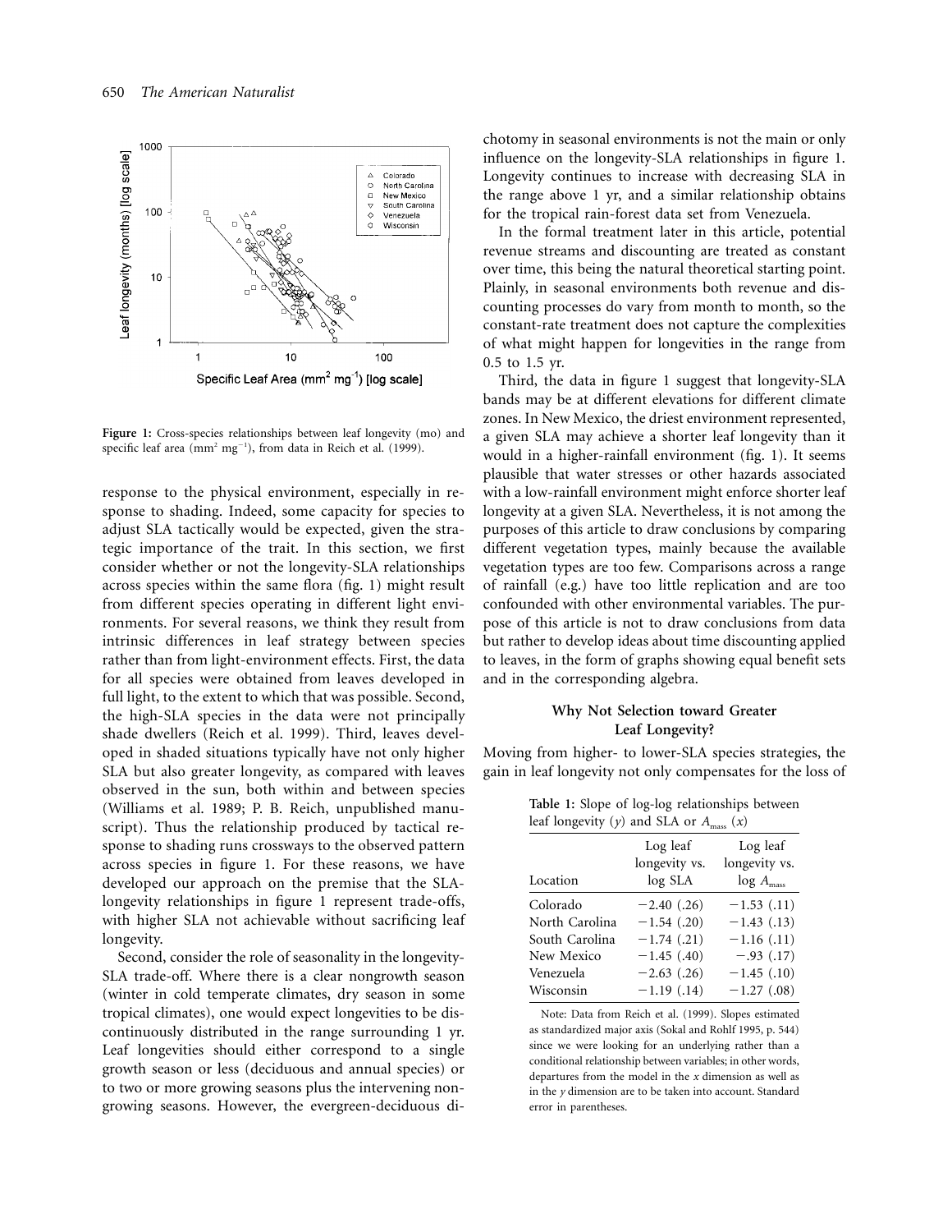Figure 1: Cross-species relationships between leaf longevity (mo) and specific leaf area ($mm^2\ mg^{-1}$), from data in Reich et al. (1999).

response to the physical environment, especially in response to shading. Indeed, some capacity for species to adjust SLA tactically would be expected, given the strategic importance of the trait. In this section, we first consider whether or not the longevity-SLA relationships across species within the same flora (fig. 1) might result from different species operating in different light environments. For several reasons, we think they result from intrinsic differences in leaf strategy between species rather than from light-environment effects. First, the data for all species were obtained from leaves developed in full light, to the extent to which that was possible. Second, the high-SLA species in the data were not principally shade dwellers (Reich et al. 1999). Third, leaves developed in shaded situations typically have not only higher SLA but also greater longevity, as compared with leaves observed in the sun, both within and between species (Williams et al. 1989; P. B. Reich, unpublished manuscript). Thus the relationship produced by tactical response to shading runs crossways to the observed pattern across species in figure 1. For these reasons, we have developed our approach on the premise that the SLA-longevity relationships in figure 1 represent trade-offs, with higher SLA not achievable without sacrificing leaf longevity.

Second, consider the role of seasonality in the longevity-SLA trade-off. Where there is a clear nongrowth season (winter in cold temperate climates, dry season in some tropical climates), one would expect longevities to be discontinuously distributed in the range surrounding 1 yr. Leaf longevities should either correspond to a single growth season or less (deciduous and annual species) or to two or more growing seasons plus the intervening nongrowing seasons. However, the evergreen-deciduous dichotomy in seasonal environments is not the main or only influence on the longevity-SLA relationships in figure 1. Longevity continues to increase with decreasing SLA in the range above 1 yr, and a similar relationship obtains for the tropical rain-forest data set from Venezuela.

In the formal treatment later in this article, potential revenue streams and discounting are treated as constant over time, this being the natural theoretical starting point. Plainly, in seasonal environments both revenue and discounting processes do vary from month to month, so the constant-rate treatment does not capture the complexities of what might happen for longevities in the range from 0.5 to 1.5 yr.

Third, the data in figure 1 suggest that longevity-SLA bands may be at different elevations for different climate zones. In New Mexico, the driest environment represented, a given SLA may achieve a shorter leaf longevity than it would in a higher-rainfall environment (fig. 1). It seems plausible that water stresses or other hazards associated with a low-rainfall environment might enforce shorter leaf longevity at a given SLA. Nevertheless, it is not among the purposes of this article to draw conclusions by comparing different vegetation types, mainly because the available vegetation types are too few. Comparisons across a range of rainfall (e.g.) have too little replication and are too confounded with other environmental variables. The purpose of this article is not to draw conclusions from data but rather to develop ideas about time discounting applied to leaves, in the form of graphs showing equal benefit sets and in the corresponding algebra.

## Why Not Selection toward Greater Leaf Longevity?

Moving from higher- to lower-SLA species strategies, the gain in leaf longevity not only compensates for the loss of

**Table 1:** Slope of log-log relationships between leaf longevity ($y$) and SLA or $A_{mass}$ ($x$)

| Location | Log leaf longevity vs. log SLA | Log leaf longevity vs. log $A_{mass}$ |
|---|---|---|
| Colorado | −2.40 (.26) | −1.53 (.11) |
| North Carolina | −1.54 (.20) | −1.43 (.13) |
| South Carolina | −1.74 (.21) | −1.16 (.11) |
| New Mexico | −1.45 (.40) | −.93 (.17) |
| Venezuela | −2.63 (.26) | −1.45 (.10) |
| Wisconsin | −1.19 (.14) | −1.27 (.08) |

Note: Data from Reich et al. (1999). Slopes estimated as standardized major axis (Sokal and Rohlf 1995, p. 544) since we were looking for an underlying rather than a conditional relationship between variables; in other words, departures from the model in the $x$ dimension as well as in the $y$ dimension are to be taken into account. Standard error in parentheses.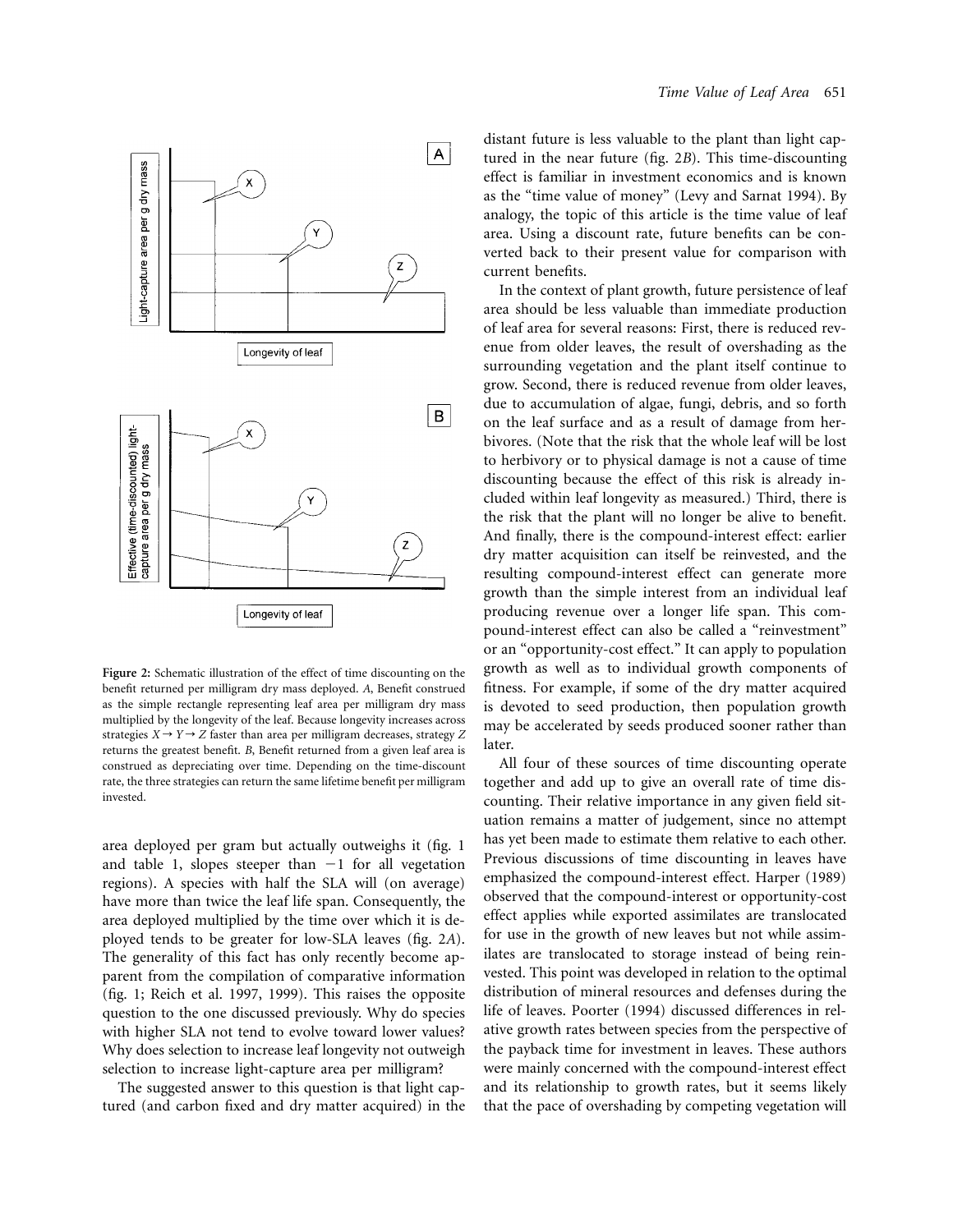A

Light-capture area per g dry mass

X

Y

Z

Longevity of leaf

B

Effective (time-discounted) light-capture area per g dry mass

X

Y

Z

Longevity of leaf

**Figure 2:** Schematic illustration of the effect of time discounting on the benefit returned per milligram dry mass deployed. *A*, Benefit construed as the simple rectangle representing leaf area per milligram dry mass multiplied by the longevity of the leaf. Because longevity increases across strategies $X \rightarrow Y \rightarrow Z$ faster than area per milligram decreases, strategy *Z* returns the greatest benefit. *B*, Benefit returned from a given leaf area is construed as depreciating over time. Depending on the time-discount rate, the three strategies can return the same lifetime benefit per milligram invested.

area deployed per gram but actually outweighs it (fig. 1 and table 1, slopes steeper than $-1$ for all vegetation regions). A species with half the SLA will (on average) have more than twice the leaf life span. Consequently, the area deployed multiplied by the time over which it is deployed tends to be greater for low-SLA leaves (fig. 2*A*). The generality of this fact has only recently become apparent from the compilation of comparative information (fig. 1; Reich et al. 1997, 1999). This raises the opposite question to the one discussed previously. Why do species with higher SLA not tend to evolve toward lower values? Why does selection to increase leaf longevity not outweigh selection to increase light-capture area per milligram?

The suggested answer to this question is that light captured (and carbon fixed and dry matter acquired) in the distant future is less valuable to the plant than light captured in the near future (fig. 2*B*). This time-discounting effect is familiar in investment economics and is known as the "time value of money" (Levy and Sarnat 1994). By analogy, the topic of this article is the time value of leaf area. Using a discount rate, future benefits can be converted back to their present value for comparison with current benefits.

In the context of plant growth, future persistence of leaf area should be less valuable than immediate production of leaf area for several reasons: First, there is reduced revenue from older leaves, the result of overshading as the surrounding vegetation and the plant itself continue to grow. Second, there is reduced revenue from older leaves, due to accumulation of algae, fungi, debris, and so forth on the leaf surface and as a result of damage from herbivores. (Note that the risk that the whole leaf will be lost to herbivory or to physical damage is not a cause of time discounting because the effect of this risk is already included within leaf longevity as measured.) Third, there is the risk that the plant will no longer be alive to benefit. And finally, there is the compound-interest effect: earlier dry matter acquisition can itself be reinvested, and the resulting compound-interest effect can generate more growth than the simple interest from an individual leaf producing revenue over a longer life span. This compound-interest effect can also be called a "reinvestment" or an "opportunity-cost effect." It can apply to population growth as well as to individual growth components of fitness. For example, if some of the dry matter acquired is devoted to seed production, then population growth may be accelerated by seeds produced sooner rather than later.

All four of these sources of time discounting operate together and add up to give an overall rate of time discounting. Their relative importance in any given field situation remains a matter of judgement, since no attempt has yet been made to estimate them relative to each other. Previous discussions of time discounting in leaves have emphasized the compound-interest effect. Harper (1989) observed that the compound-interest or opportunity-cost effect applies while exported assimilates are translocated for use in the growth of new leaves but not while assimilates are translocated to storage instead of being reinvested. This point was developed in relation to the optimal distribution of mineral resources and defenses during the life of leaves. Poorter (1994) discussed differences in relative growth rates between species from the perspective of the payback time for investment in leaves. These authors were mainly concerned with the compound-interest effect and its relationship to growth rates, but it seems likely that the pace of overshading by competing vegetation will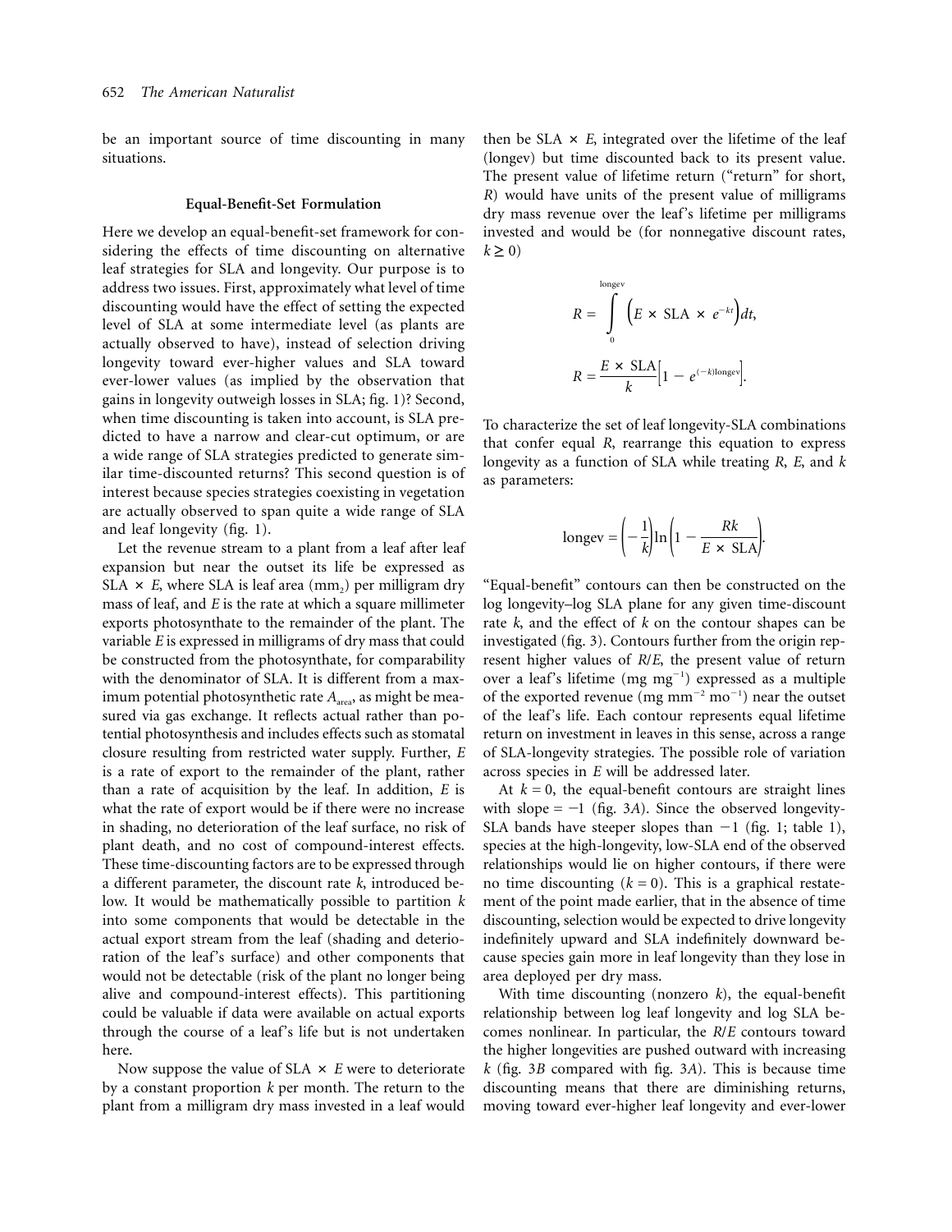be an important source of time discounting in many situations.

## Equal-Benefit-Set Formulation

Here we develop an equal-benefit-set framework for considering the effects of time discounting on alternative leaf strategies for SLA and longevity. Our purpose is to address two issues. First, approximately what level of time discounting would have the effect of setting the expected level of SLA at some intermediate level (as plants are actually observed to have), instead of selection driving longevity toward ever-higher values and SLA toward ever-lower values (as implied by the observation that gains in longevity outweigh losses in SLA; fig. 1)? Second, when time discounting is taken into account, is SLA predicted to have a narrow and clear-cut optimum, or are a wide range of SLA strategies predicted to generate similar time-discounted returns? This second question is of interest because species strategies coexisting in vegetation are actually observed to span quite a wide range of SLA and leaf longevity (fig. 1).

Let the revenue stream to a plant from a leaf after leaf expansion but near the outset its life be expressed as SLA × *E*, where SLA is leaf area ($mm_2$) per milligram dry mass of leaf, and *E* is the rate at which a square millimeter exports photosynthate to the remainder of the plant. The variable *E* is expressed in milligrams of dry mass that could be constructed from the photosynthate, for comparability with the denominator of SLA. It is different from a maximum potential photosynthetic rate $A_{area}$, as might be measured via gas exchange. It reflects actual rather than potential photosynthesis and includes effects such as stomatal closure resulting from restricted water supply. Further, *E* is a rate of export to the remainder of the plant, rather than a rate of acquisition by the leaf. In addition, *E* is what the rate of export would be if there were no increase in shading, no deterioration of the leaf surface, no risk of plant death, and no cost of compound-interest effects. These time-discounting factors are to be expressed through a different parameter, the discount rate *k*, introduced below. It would be mathematically possible to partition *k* into some components that would be detectable in the actual export stream from the leaf (shading and deterioration of the leaf's surface) and other components that would not be detectable (risk of the plant no longer being alive and compound-interest effects). This partitioning could be valuable if data were available on actual exports through the course of a leaf's life but is not undertaken here.

Now suppose the value of SLA × *E* were to deteriorate by a constant proportion *k* per month. The return to the plant from a milligram dry mass invested in a leaf would then be SLA × *E*, integrated over the lifetime of the leaf (longev) but time discounted back to its present value. The present value of lifetime return ("return" for short, *R*) would have units of the present value of milligrams dry mass revenue over the leaf's lifetime per milligrams invested and would be (for nonnegative discount rates, $k \geq 0$)

$$R = \int_{0}^{\text{longev}} \left(E \times \text{SLA} \times e^{-kt}\right) dt,$$

$$R = \frac{E \times \text{SLA}}{k}\left[1 - e^{(-k)\text{longev}}\right].$$

To characterize the set of leaf longevity-SLA combinations that confer equal *R*, rearrange this equation to express longevity as a function of SLA while treating *R*, *E*, and *k* as parameters:

$$\text{longev} = \left(-\frac{1}{k}\right)\ln\left(1 - \frac{Rk}{E \times \text{SLA}}\right).$$

"Equal-benefit" contours can then be constructed on the log longevity–log SLA plane for any given time-discount rate *k*, and the effect of *k* on the contour shapes can be investigated (fig. 3). Contours further from the origin represent higher values of *R*/*E*, the present value of return over a leaf's lifetime ($mg\ mg^{-1}$) expressed as a multiple of the exported revenue ($mg\ mm^{-2}\ mo^{-1}$) near the outset of the leaf's life. Each contour represents equal lifetime return on investment in leaves in this sense, across a range of SLA-longevity strategies. The possible role of variation across species in *E* will be addressed later.

At $k = 0$, the equal-benefit contours are straight lines with slope $= -1$ (fig. 3*A*). Since the observed longevity-SLA bands have steeper slopes than $-1$ (fig. 1; table 1), species at the high-longevity, low-SLA end of the observed relationships would lie on higher contours, if there were no time discounting ($k = 0$). This is a graphical restatement of the point made earlier, that in the absence of time discounting, selection would be expected to drive longevity indefinitely upward and SLA indefinitely downward because species gain more in leaf longevity than they lose in area deployed per dry mass.

With time discounting (nonzero *k*), the equal-benefit relationship between log leaf longevity and log SLA becomes nonlinear. In particular, the *R*/*E* contours toward the higher longevities are pushed outward with increasing *k* (fig. 3*B* compared with fig. 3*A*). This is because time discounting means that there are diminishing returns, moving toward ever-higher leaf longevity and ever-lower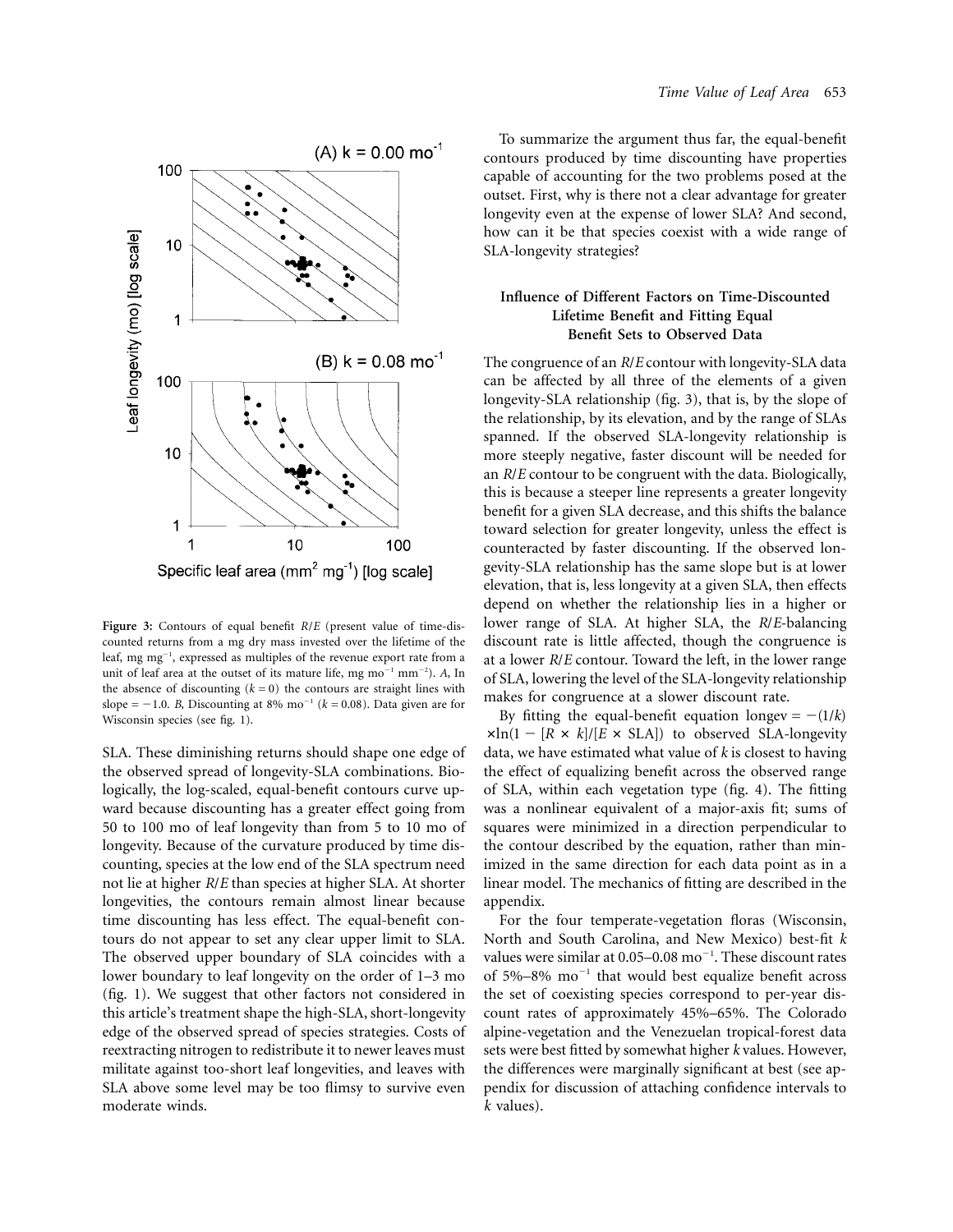Figure 3: Contours of equal benefit *R*/*E* (present value of time-discounted returns from a mg dry mass invested over the lifetime of the leaf, mg mg$^{-1}$, expressed as multiples of the revenue export rate from a unit of leaf area at the outset of its mature life, mg mo$^{-1}$ mm$^{-2}$). *A*, In the absence of discounting ($k = 0$) the contours are straight lines with slope = −1.0. *B*, Discounting at 8% mo$^{-1}$ ($k = 0.08$). Data given are for Wisconsin species (see fig. 1).

SLA. These diminishing returns should shape one edge of the observed spread of longevity-SLA combinations. Biologically, the log-scaled, equal-benefit contours curve upward because discounting has a greater effect going from 50 to 100 mo of leaf longevity than from 5 to 10 mo of longevity. Because of the curvature produced by time discounting, species at the low end of the SLA spectrum need not lie at higher *R*/*E* than species at higher SLA. At shorter longevities, the contours remain almost linear because time discounting has less effect. The equal-benefit contours do not appear to set any clear upper limit to SLA. The observed upper boundary of SLA coincides with a lower boundary to leaf longevity on the order of 1–3 mo (fig. 1). We suggest that other factors not considered in this article's treatment shape the high-SLA, short-longevity edge of the observed spread of species strategies. Costs of reextracting nitrogen to redistribute it to newer leaves must militate against too-short leaf longevities, and leaves with SLA above some level may be too flimsy to survive even moderate winds.

To summarize the argument thus far, the equal-benefit contours produced by time discounting have properties capable of accounting for the two problems posed at the outset. First, why is there not a clear advantage for greater longevity even at the expense of lower SLA? And second, how can it be that species coexist with a wide range of SLA-longevity strategies?

## Influence of Different Factors on Time-Discounted Lifetime Benefit and Fitting Equal Benefit Sets to Observed Data

The congruence of an *R*/*E* contour with longevity-SLA data can be affected by all three of the elements of a given longevity-SLA relationship (fig. 3), that is, by the slope of the relationship, by its elevation, and by the range of SLAs spanned. If the observed SLA-longevity relationship is more steeply negative, faster discount will be needed for an *R*/*E* contour to be congruent with the data. Biologically, this is because a steeper line represents a greater longevity benefit for a given SLA decrease, and this shifts the balance toward selection for greater longevity, unless the effect is counteracted by faster discounting. If the observed longevity-SLA relationship has the same slope but is at lower elevation, that is, less longevity at a given SLA, then effects depend on whether the relationship lies in a higher or lower range of SLA. At higher SLA, the *R*/*E*-balancing discount rate is little affected, though the congruence is at a lower *R*/*E* contour. Toward the left, in the lower range of SLA, lowering the level of the SLA-longevity relationship makes for congruence at a slower discount rate.

By fitting the equal-benefit equation $\text{longev} = -(1/k) \times \ln(1 - [R \times k]/[E \times \text{SLA}])$ to observed SLA-longevity data, we have estimated what value of $k$ is closest to having the effect of equalizing benefit across the observed range of SLA, within each vegetation type (fig. 4). The fitting was a nonlinear equivalent of a major-axis fit; sums of squares were minimized in a direction perpendicular to the contour described by the equation, rather than minimized in the same direction for each data point as in a linear model. The mechanics of fitting are described in the appendix.

For the four temperate-vegetation floras (Wisconsin, North and South Carolina, and New Mexico) best-fit $k$ values were similar at 0.05–0.08 mo$^{-1}$. These discount rates of 5%–8% mo$^{-1}$ that would best equalize benefit across the set of coexisting species correspond to per-year discount rates of approximately 45%–65%. The Colorado alpine-vegetation and the Venezuelan tropical-forest data sets were best fitted by somewhat higher $k$ values. However, the differences were marginally significant at best (see appendix for discussion of attaching confidence intervals to $k$ values).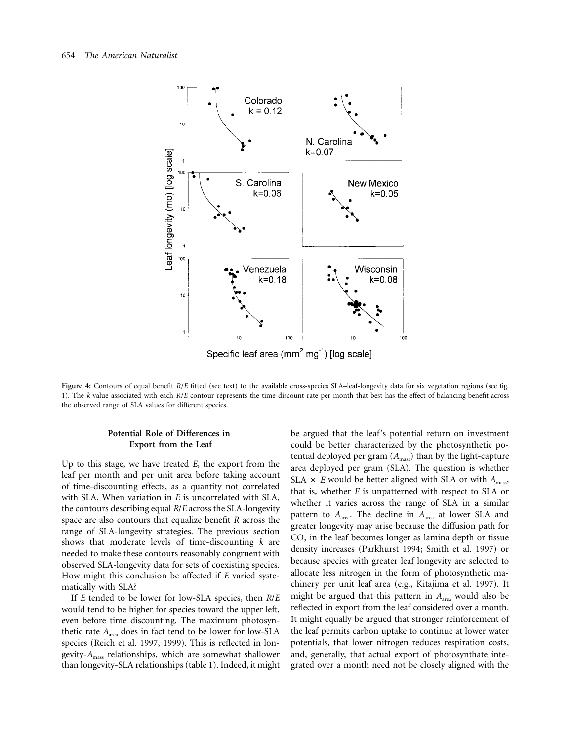**Figure 4:** Contours of equal benefit $R/E$ fitted (see text) to the available cross-species SLA–leaf-longevity data for six vegetation regions (see fig. 1). The $k$ value associated with each $R/E$ contour represents the time-discount rate per month that best has the effect of balancing benefit across the observed range of SLA values for different species.

## Potential Role of Differences in Export from the Leaf

Up to this stage, we have treated $E$, the export from the leaf per month and per unit area before taking account of time-discounting effects, as a quantity not correlated with SLA. When variation in $E$ is uncorrelated with SLA, the contours describing equal $R/E$ across the SLA-longevity space are also contours that equalize benefit $R$ across the range of SLA-longevity strategies. The previous section shows that moderate levels of time-discounting $k$ are needed to make these contours reasonably congruent with observed SLA-longevity data for sets of coexisting species. How might this conclusion be affected if $E$ varied systematically with SLA?

If $E$ tended to be lower for low-SLA species, then $R/E$ would tend to be higher for species toward the upper left, even before time discounting. The maximum photosynthetic rate $A_{area}$ does in fact tend to be lower for low-SLA species (Reich et al. 1997, 1999). This is reflected in longevity-$A_{mass}$ relationships, which are somewhat shallower than longevity-SLA relationships (table 1). Indeed, it might be argued that the leaf's potential return on investment could be better characterized by the photosynthetic potential deployed per gram ($A_{mass}$) than by the light-capture area deployed per gram (SLA). The question is whether SLA × $E$ would be better aligned with SLA or with $A_{mass}$, that is, whether $E$ is unpatterned with respect to SLA or whether it varies across the range of SLA in a similar pattern to $A_{area}$. The decline in $A_{area}$ at lower SLA and greater longevity may arise because the diffusion path for $CO_2$ in the leaf becomes longer as lamina depth or tissue density increases (Parkhurst 1994; Smith et al. 1997) or because species with greater leaf longevity are selected to allocate less nitrogen in the form of photosynthetic machinery per unit leaf area (e.g., Kitajima et al. 1997). It might be argued that this pattern in $A_{area}$ would also be reflected in export from the leaf considered over a month. It might equally be argued that stronger reinforcement of the leaf permits carbon uptake to continue at lower water potentials, that lower nitrogen reduces respiration costs, and, generally, that actual export of photosynthate integrated over a month need not be closely aligned with the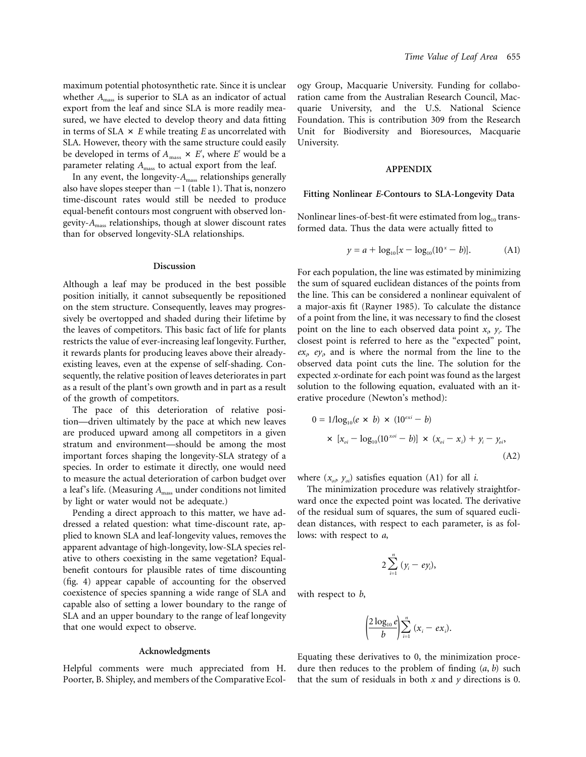maximum potential photosynthetic rate. Since it is unclear whether $A_{mass}$ is superior to SLA as an indicator of actual export from the leaf and since SLA is more readily measured, we have elected to develop theory and data fitting in terms of SLA $\times$ $E$ while treating $E$ as uncorrelated with SLA. However, theory with the same structure could easily be developed in terms of $A_{mass} \times E'$, where $E'$ would be a parameter relating $A_{mass}$ to actual export from the leaf.

In any event, the longevity-$A_{mass}$ relationships generally also have slopes steeper than $-1$ (table 1). That is, nonzero time-discount rates would still be needed to produce equal-benefit contours most congruent with observed longevity-$A_{mass}$ relationships, though at slower discount rates than for observed longevity-SLA relationships.

## Discussion

Although a leaf may be produced in the best possible position initially, it cannot subsequently be repositioned on the stem structure. Consequently, leaves may progressively be overtopped and shaded during their lifetime by the leaves of competitors. This basic fact of life for plants restricts the value of ever-increasing leaf longevity. Further, it rewards plants for producing leaves above their already-existing leaves, even at the expense of self-shading. Consequently, the relative position of leaves deteriorates in part as a result of the plant's own growth and in part as a result of the growth of competitors.

The pace of this deterioration of relative position—driven ultimately by the pace at which new leaves are produced upward among all competitors in a given stratum and environment—should be among the most important forces shaping the longevity-SLA strategy of a species. In order to estimate it directly, one would need to measure the actual deterioration of carbon budget over a leaf's life. (Measuring $A_{mass}$ under conditions not limited by light or water would not be adequate.)

Pending a direct approach to this matter, we have addressed a related question: what time-discount rate, applied to known SLA and leaf-longevity values, removes the apparent advantage of high-longevity, low-SLA species relative to others coexisting in the same vegetation? Equal-benefit contours for plausible rates of time discounting (fig. 4) appear capable of accounting for the observed coexistence of species spanning a wide range of SLA and capable also of setting a lower boundary to the range of SLA and an upper boundary to the range of leaf longevity that one would expect to observe.

## Acknowledgments

Helpful comments were much appreciated from H. Poorter, B. Shipley, and members of the Comparative Ecology Group, Macquarie University. Funding for collaboration came from the Australian Research Council, Macquarie University, and the U.S. National Science Foundation. This is contribution 309 from the Research Unit for Biodiversity and Bioresources, Macquarie University.

## APPENDIX

### Fitting Nonlinear *E*-Contours to SLA-Longevity Data

Nonlinear lines-of-best-fit were estimated from $\log_{10}$ transformed data. Thus the data were actually fitted to

$$y = a + \log_{10}[x - \log_{10}(10^x - b)]. \tag{A1}$$

For each population, the line was estimated by minimizing the sum of squared euclidean distances of the points from the line. This can be considered a nonlinear equivalent of a major-axis fit (Rayner 1985). To calculate the distance of a point from the line, it was necessary to find the closest point on the line to each observed data point $x_i$, $y_i$. The closest point is referred to here as the "expected" point, $ex_i$, $ey_i$, and is where the normal from the line to the observed data point cuts the line. The solution for the expected $x$-ordinate for each point was found as the largest solution to the following equation, evaluated with an iterative procedure (Newton's method):

$$\begin{aligned} 0 = {} & 1/\log_{10}(e \times b) \times (10^{exi} - b) \\ & \times [x_{oi} - \log_{10}(10^{xoi} - b)] \times (x_{oi} - x_i) + y_i - y_{oi}, \end{aligned} \tag{A2}$$

where $(x_{oi}, y_{oi})$ satisfies equation (A1) for all $i$.

The minimization procedure was relatively straightforward once the expected point was located. The derivative of the residual sum of squares, the sum of squared euclidean distances, with respect to each parameter, is as follows: with respect to $a$,

$$2\sum_{i=1}^{n}(y_i - ey_i),$$

with respect to $b$,

$$\left(\frac{2\log_{10} e}{b}\right)\sum_{i=1}^{n}(x_i - ex_i).$$

Equating these derivatives to 0, the minimization procedure then reduces to the problem of finding $(a, b)$ such that the sum of residuals in both $x$ and $y$ directions is 0.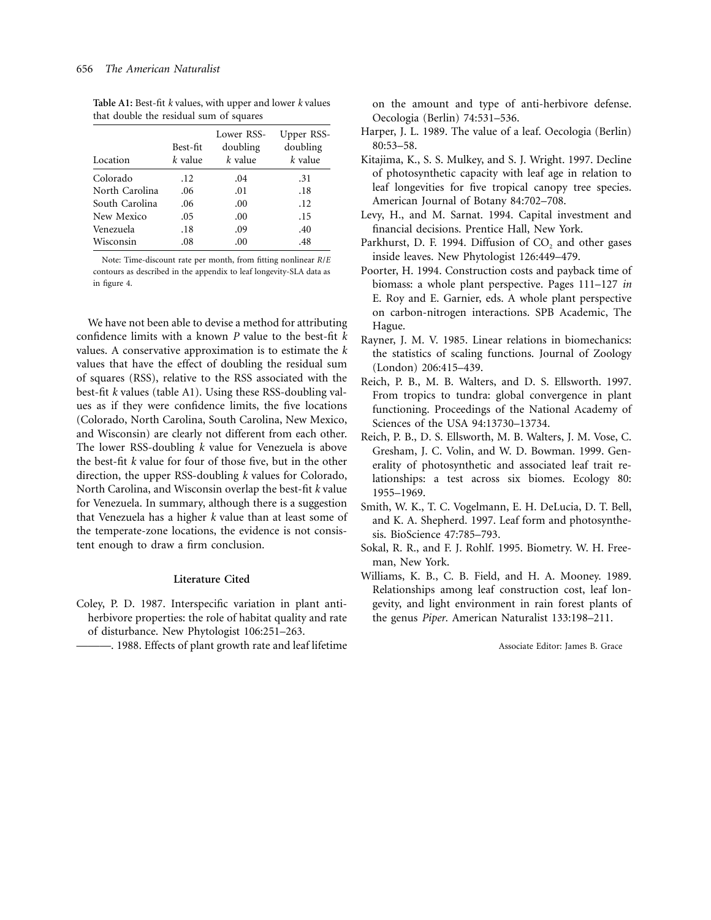**Table A1:** Best-fit $k$ values, with upper and lower $k$ values that double the residual sum of squares

| Location | Best-fit $k$ value | Lower RSS-doubling $k$ value | Upper RSS-doubling $k$ value |
|---|---|---|---|
| Colorado | .12 | .04 | .31 |
| North Carolina | .06 | .01 | .18 |
| South Carolina | .06 | .00 | .12 |
| New Mexico | .05 | .00 | .15 |
| Venezuela | .18 | .09 | .40 |
| Wisconsin | .08 | .00 | .48 |

Note: Time-discount rate per month, from fitting nonlinear $R/E$ contours as described in the appendix to leaf longevity-SLA data as in figure 4.

We have not been able to devise a method for attributing confidence limits with a known $P$ value to the best-fit $k$ values. A conservative approximation is to estimate the $k$ values that have the effect of doubling the residual sum of squares (RSS), relative to the RSS associated with the best-fit $k$ values (table A1). Using these RSS-doubling values as if they were confidence limits, the five locations (Colorado, North Carolina, South Carolina, New Mexico, and Wisconsin) are clearly not different from each other. The lower RSS-doubling $k$ value for Venezuela is above the best-fit $k$ value for four of those five, but in the other direction, the upper RSS-doubling $k$ values for Colorado, North Carolina, and Wisconsin overlap the best-fit $k$ value for Venezuela. In summary, although there is a suggestion that Venezuela has a higher $k$ value than at least some of the temperate-zone locations, the evidence is not consistent enough to draw a firm conclusion.

## Literature Cited

Coley, P. D. 1987. Interspecific variation in plant anti-herbivore properties: the role of habitat quality and rate of disturbance. New Phytologist 106:251–263.

———. 1988. Effects of plant growth rate and leaf lifetime on the amount and type of anti-herbivore defense. Oecologia (Berlin) 74:531–536.

Harper, J. L. 1989. The value of a leaf. Oecologia (Berlin) 80:53–58.

Kitajima, K., S. S. Mulkey, and S. J. Wright. 1997. Decline of photosynthetic capacity with leaf age in relation to leaf longevities for five tropical canopy tree species. American Journal of Botany 84:702–708.

Levy, H., and M. Sarnat. 1994. Capital investment and financial decisions. Prentice Hall, New York.

Parkhurst, D. F. 1994. Diffusion of $CO_2$ and other gases inside leaves. New Phytologist 126:449–479.

Poorter, H. 1994. Construction costs and payback time of biomass: a whole plant perspective. Pages 111–127 *in* E. Roy and E. Garnier, eds. A whole plant perspective on carbon-nitrogen interactions. SPB Academic, The Hague.

Rayner, J. M. V. 1985. Linear relations in biomechanics: the statistics of scaling functions. Journal of Zoology (London) 206:415–439.

Reich, P. B., M. B. Walters, and D. S. Ellsworth. 1997. From tropics to tundra: global convergence in plant functioning. Proceedings of the National Academy of Sciences of the USA 94:13730–13734.

Reich, P. B., D. S. Ellsworth, M. B. Walters, J. M. Vose, C. Gresham, J. C. Volin, and W. D. Bowman. 1999. Generality of photosynthetic and associated leaf trait relationships: a test across six biomes. Ecology 80:1955–1969.

Smith, W. K., T. C. Vogelmann, E. H. DeLucia, D. T. Bell, and K. A. Shepherd. 1997. Leaf form and photosynthesis. BioScience 47:785–793.

Sokal, R. R., and F. J. Rohlf. 1995. Biometry. W. H. Freeman, New York.

Williams, K. B., C. B. Field, and H. A. Mooney. 1989. Relationships among leaf construction cost, leaf longevity, and light environment in rain forest plants of the genus *Piper*. American Naturalist 133:198–211.

Associate Editor: James B. Grace